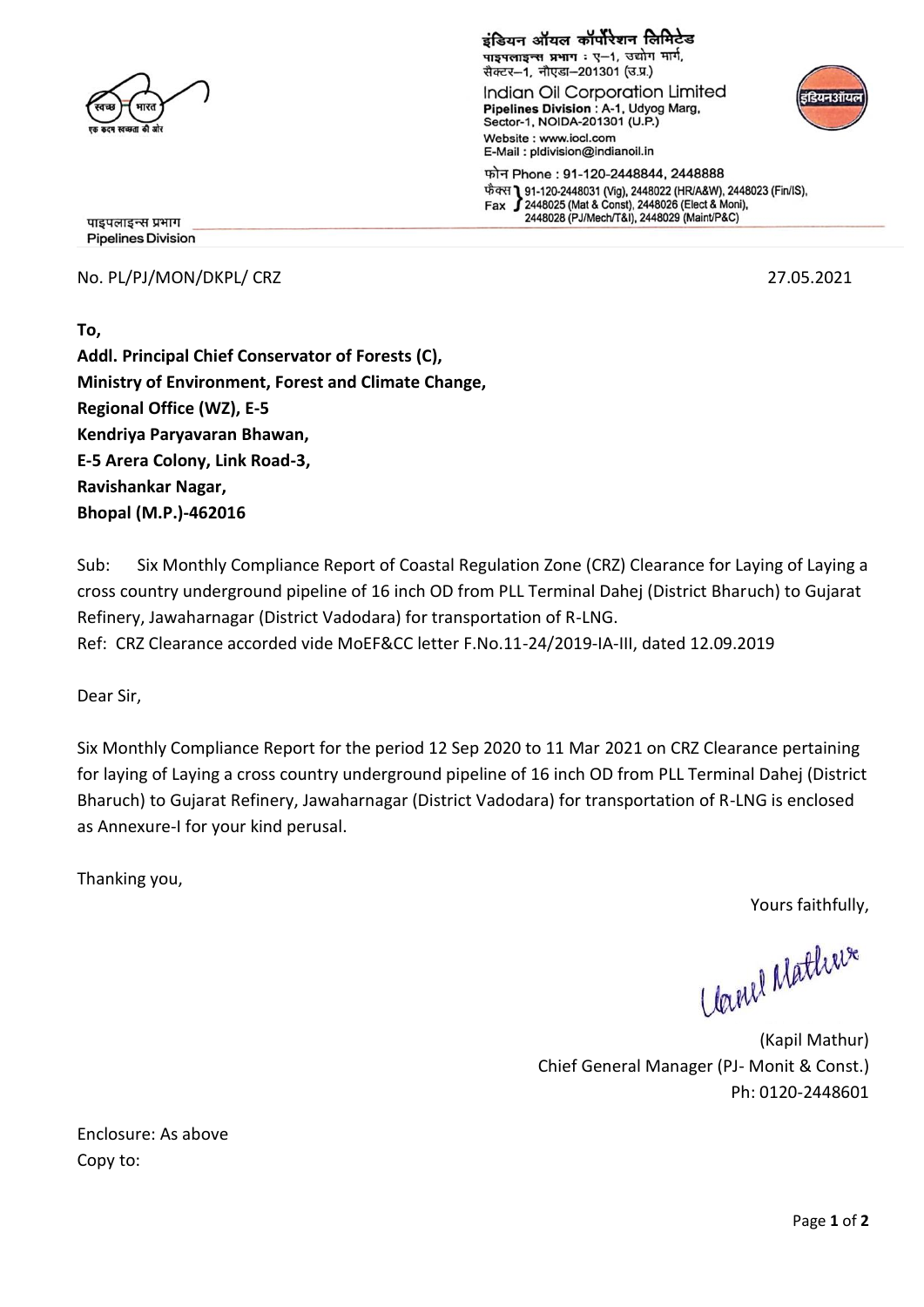इंडियन ऑयल कॉर्पोरेशन लिमिटेड
पाइपलाइन्स प्रभाग : ए–1, उद्योग मार्ग,
सैक्टर–1, नौएडा–201301 (उ.प्र.)

Indian Oil Corporation Limited
Pipelines Division : A-1, Udyog Marg,
Sector-1, NOIDA-201301 (U.P.)
Website : www.iocl.com
E-Mail : pldivision@indianoil.in

फोन Phone : 91-120-2448844, 2448888
फैक्स Fax : 91-120-2448031 (Vig), 2448022 (HR/A&W), 2448023 (Fin/IS), 2448025 (Mat & Const), 2448026 (Elect & Moni), 2448028 (PJ/Mech/T&I), 2448029 (Maint/P&C)

पाइपलाइन्स प्रभाग
Pipelines Division

No. PL/PJ/MON/DKPL/ CRZ

27.05.2021

**To,**
**Addl. Principal Chief Conservator of Forests (C),**
**Ministry of Environment, Forest and Climate Change,**
**Regional Office (WZ), E-5**
**Kendriya Paryavaran Bhawan,**
**E-5 Arera Colony, Link Road-3,**
**Ravishankar Nagar,**
**Bhopal (M.P.)-462016**

Sub: Six Monthly Compliance Report of Coastal Regulation Zone (CRZ) Clearance for Laying of Laying a cross country underground pipeline of 16 inch OD from PLL Terminal Dahej (District Bharuch) to Gujarat Refinery, Jawaharnagar (District Vadodara) for transportation of R-LNG.
Ref: CRZ Clearance accorded vide MoEF&CC letter F.No.11-24/2019-IA-III, dated 12.09.2019

Dear Sir,

Six Monthly Compliance Report for the period 12 Sep 2020 to 11 Mar 2021 on CRZ Clearance pertaining for laying of Laying a cross country underground pipeline of 16 inch OD from PLL Terminal Dahej (District Bharuch) to Gujarat Refinery, Jawaharnagar (District Vadodara) for transportation of R-LNG is enclosed as Annexure-I for your kind perusal.

Thanking you,

Yours faithfully,

(Kapil Mathur)
Chief General Manager (PJ- Monit & Const.)
Ph: 0120-2448601

Enclosure: As above
Copy to: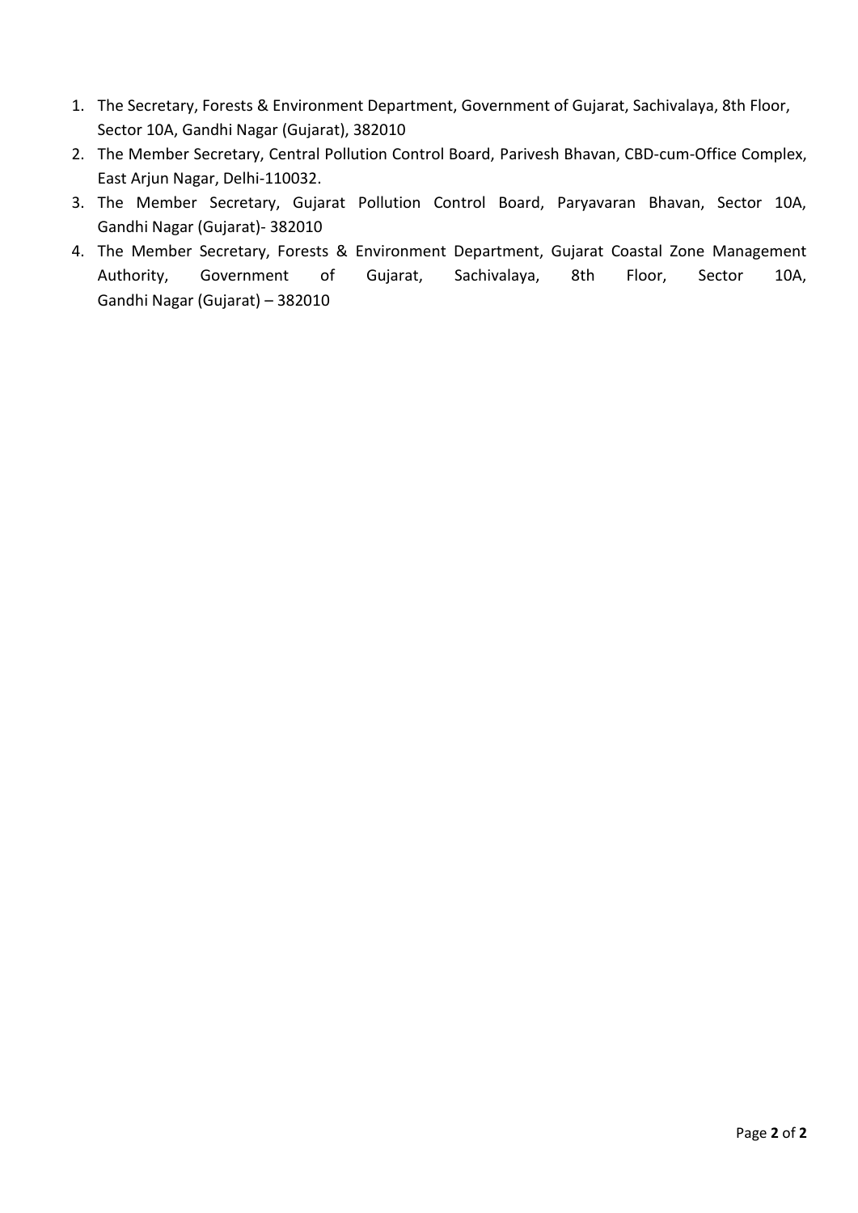1. The Secretary, Forests & Environment Department, Government of Gujarat, Sachivalaya, 8th Floor, Sector 10A, Gandhi Nagar (Gujarat), 382010
2. The Member Secretary, Central Pollution Control Board, Parivesh Bhavan, CBD-cum-Office Complex, East Arjun Nagar, Delhi-110032.
3. The Member Secretary, Gujarat Pollution Control Board, Paryavaran Bhavan, Sector 10A, Gandhi Nagar (Gujarat)- 382010
4. The Member Secretary, Forests & Environment Department, Gujarat Coastal Zone Management Authority, Government of Gujarat, Sachivalaya, 8th Floor, Sector 10A, Gandhi Nagar (Gujarat) – 382010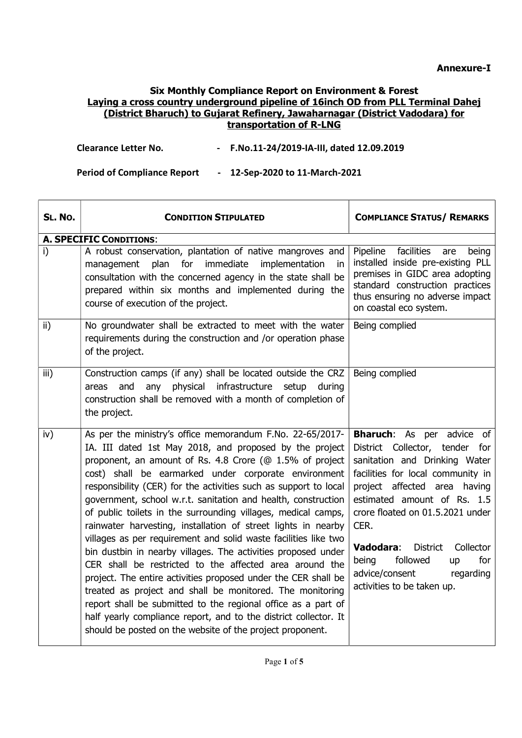**Annexure-I**

**Six Monthly Compliance Report on Environment & Forest**
**Laying a cross country underground pipeline of 16inch OD from PLL Terminal Dahej (District Bharuch) to Gujarat Refinery, Jawaharnagar (District Vadodara) for transportation of R-LNG**

**Clearance Letter No.** - **F.No.11-24/2019-IA-III, dated 12.09.2019**

**Period of Compliance Report** - **12-Sep-2020 to 11-March-2021**

| SL. No. | CONDITION STIPULATED | COMPLIANCE STATUS/ REMARKS |
|---|---|---|
| **A. SPECIFIC CONDITIONS**: | | |
| i) | A robust conservation, plantation of native mangroves and management plan for immediate implementation in consultation with the concerned agency in the state shall be prepared within six months and implemented during the course of execution of the project. | Pipeline facilities are being installed inside pre-existing PLL premises in GIDC area adopting standard construction practices thus ensuring no adverse impact on coastal eco system. |
| ii) | No groundwater shall be extracted to meet with the water requirements during the construction and /or operation phase of the project. | Being complied |
| iii) | Construction camps (if any) shall be located outside the CRZ areas and any physical infrastructure setup during construction shall be removed with a month of completion of the project. | Being complied |
| iv) | As per the ministry's office memorandum F.No. 22-65/2017-IA. III dated 1st May 2018, and proposed by the project proponent, an amount of Rs. 4.8 Crore (@ 1.5% of project cost) shall be earmarked under corporate environment responsibility (CER) for the activities such as support to local government, school w.r.t. sanitation and health, construction of public toilets in the surrounding villages, medical camps, rainwater harvesting, installation of street lights in nearby villages as per requirement and solid waste facilities like two bin dustbin in nearby villages. The activities proposed under CER shall be restricted to the affected area around the project. The entire activities proposed under the CER shall be treated as project and shall be monitored. The monitoring report shall be submitted to the regional office as a part of half yearly compliance report, and to the district collector. It should be posted on the website of the project proponent. | **Bharuch**: As per advice of District Collector, tender for sanitation and Drinking Water facilities for local community in project affected area having estimated amount of Rs. 1.5 crore floated on 01.5.2021 under CER.<br><br>**Vadodara**: District Collector being followed up for advice/consent regarding activities to be taken up. |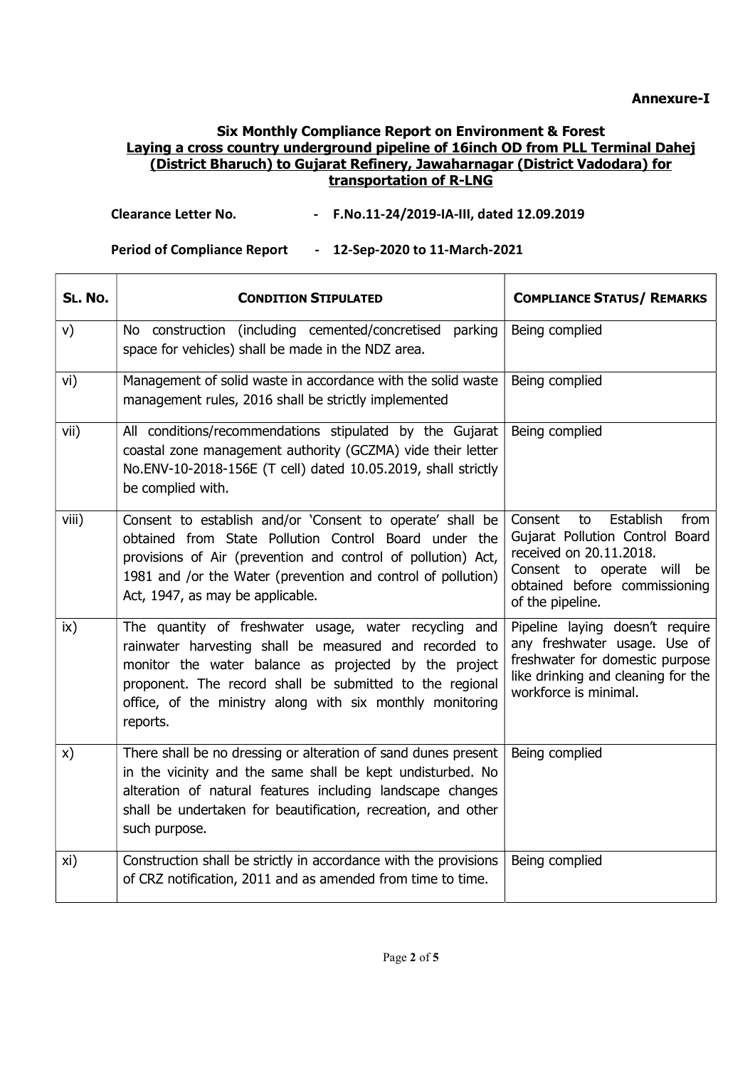**Annexure-I**

### Six Monthly Compliance Report on Environment & Forest
### Laying a cross country underground pipeline of 16inch OD from PLL Terminal Dahej (District Bharuch) to Gujarat Refinery, Jawaharnagar (District Vadodara) for transportation of R-LNG

**Clearance Letter No.** - **F.No.11-24/2019-IA-III, dated 12.09.2019**

**Period of Compliance Report** - **12-Sep-2020 to 11-March-2021**

| SL. NO. | CONDITION STIPULATED | COMPLIANCE STATUS/ REMARKS |
|---|---|---|
| v) | No construction (including cemented/concretised parking space for vehicles) shall be made in the NDZ area. | Being complied |
| vi) | Management of solid waste in accordance with the solid waste management rules, 2016 shall be strictly implemented | Being complied |
| vii) | All conditions/recommendations stipulated by the Gujarat coastal zone management authority (GCZMA) vide their letter No.ENV-10-2018-156E (T cell) dated 10.05.2019, shall strictly be complied with. | Being complied |
| viii) | Consent to establish and/or 'Consent to operate' shall be obtained from State Pollution Control Board under the provisions of Air (prevention and control of pollution) Act, 1981 and /or the Water (prevention and control of pollution) Act, 1947, as may be applicable. | Consent to Establish from Gujarat Pollution Control Board received on 20.11.2018. Consent to operate will be obtained before commissioning of the pipeline. |
| ix) | The quantity of freshwater usage, water recycling and rainwater harvesting shall be measured and recorded to monitor the water balance as projected by the project proponent. The record shall be submitted to the regional office, of the ministry along with six monthly monitoring reports. | Pipeline laying doesn't require any freshwater usage. Use of freshwater for domestic purpose like drinking and cleaning for the workforce is minimal. |
| x) | There shall be no dressing or alteration of sand dunes present in the vicinity and the same shall be kept undisturbed. No alteration of natural features including landscape changes shall be undertaken for beautification, recreation, and other such purpose. | Being complied |
| xi) | Construction shall be strictly in accordance with the provisions of CRZ notification, 2011 and as amended from time to time. | Being complied |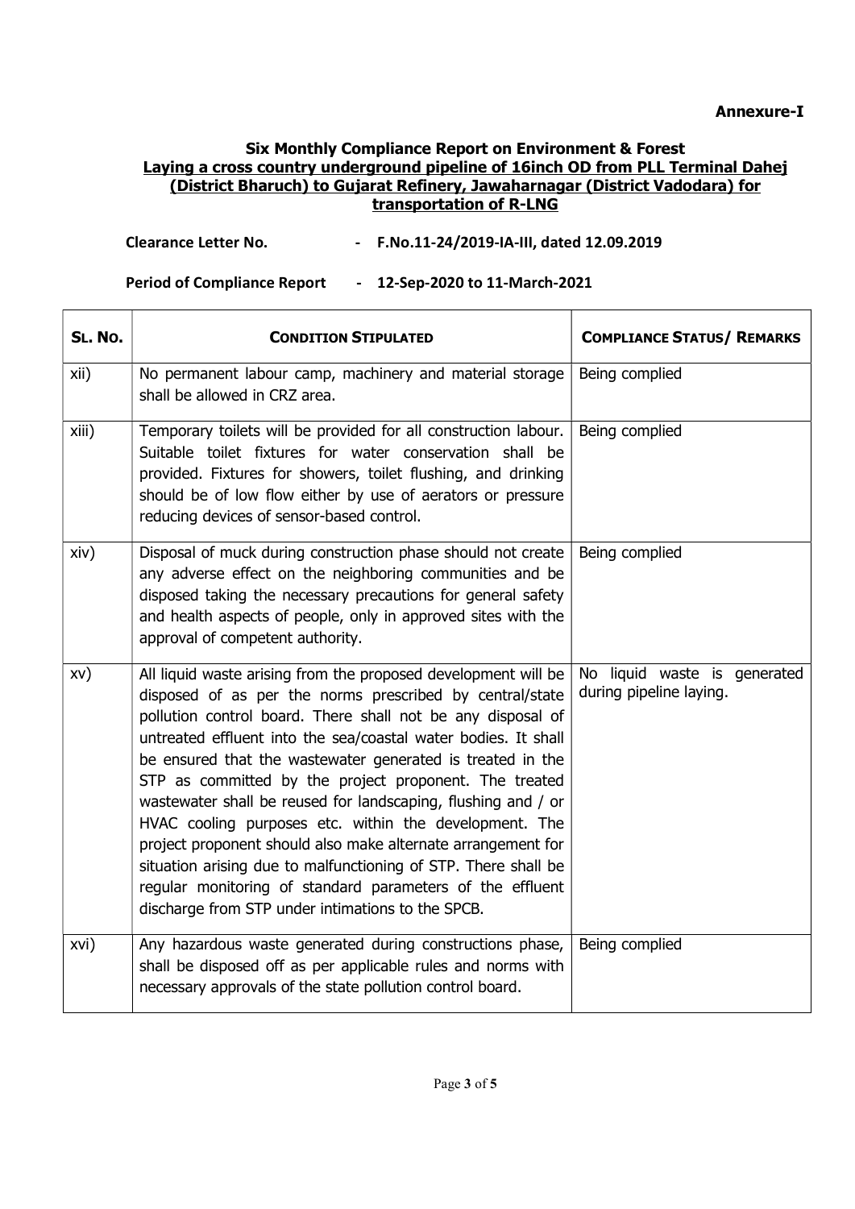**Annexure-I**

**Six Monthly Compliance Report on Environment & Forest**
**Laying a cross country underground pipeline of 16inch OD from PLL Terminal Dahej (District Bharuch) to Gujarat Refinery, Jawaharnagar (District Vadodara) for transportation of R-LNG**

**Clearance Letter No.** - **F.No.11-24/2019-IA-III, dated 12.09.2019**

**Period of Compliance Report** - **12-Sep-2020 to 11-March-2021**

| SL. No. | CONDITION STIPULATED | COMPLIANCE STATUS/ REMARKS |
|---|---|---|
| xii) | No permanent labour camp, machinery and material storage shall be allowed in CRZ area. | Being complied |
| xiii) | Temporary toilets will be provided for all construction labour. Suitable toilet fixtures for water conservation shall be provided. Fixtures for showers, toilet flushing, and drinking should be of low flow either by use of aerators or pressure reducing devices of sensor-based control. | Being complied |
| xiv) | Disposal of muck during construction phase should not create any adverse effect on the neighboring communities and be disposed taking the necessary precautions for general safety and health aspects of people, only in approved sites with the approval of competent authority. | Being complied |
| xv) | All liquid waste arising from the proposed development will be disposed of as per the norms prescribed by central/state pollution control board. There shall not be any disposal of untreated effluent into the sea/coastal water bodies. It shall be ensured that the wastewater generated is treated in the STP as committed by the project proponent. The treated wastewater shall be reused for landscaping, flushing and / or HVAC cooling purposes etc. within the development. The project proponent should also make alternate arrangement for situation arising due to malfunctioning of STP. There shall be regular monitoring of standard parameters of the effluent discharge from STP under intimations to the SPCB. | No liquid waste is generated during pipeline laying. |
| xvi) | Any hazardous waste generated during constructions phase, shall be disposed off as per applicable rules and norms with necessary approvals of the state pollution control board. | Being complied |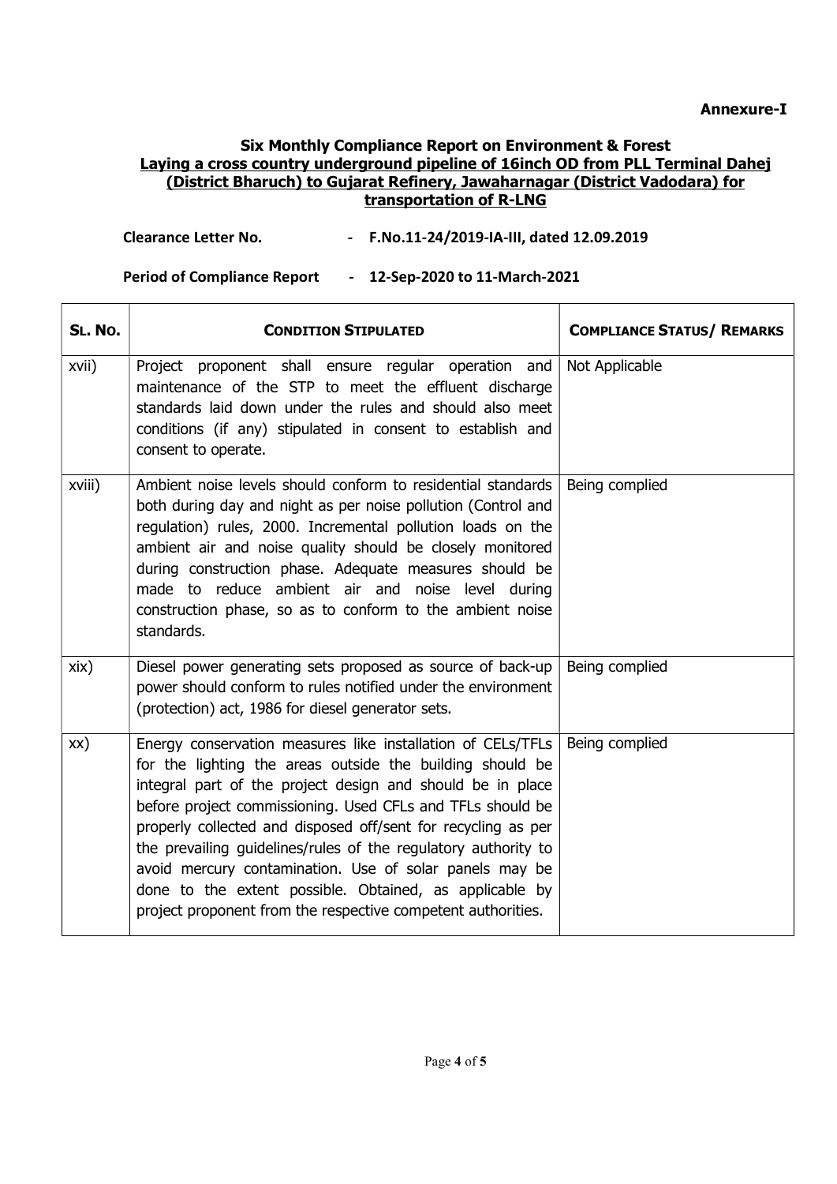**Annexure-I**

**Six Monthly Compliance Report on Environment & Forest**
**Laying a cross country underground pipeline of 16inch OD from PLL Terminal Dahej (District Bharuch) to Gujarat Refinery, Jawaharnagar (District Vadodara) for transportation of R-LNG**

**Clearance Letter No. - F.No.11-24/2019-IA-III, dated 12.09.2019**

**Period of Compliance Report - 12-Sep-2020 to 11-March-2021**

| SL. NO. | CONDITION STIPULATED | COMPLIANCE STATUS/ REMARKS |
|---|---|---|
| xvii) | Project proponent shall ensure regular operation and maintenance of the STP to meet the effluent discharge standards laid down under the rules and should also meet conditions (if any) stipulated in consent to establish and consent to operate. | Not Applicable |
| xviii) | Ambient noise levels should conform to residential standards both during day and night as per noise pollution (Control and regulation) rules, 2000. Incremental pollution loads on the ambient air and noise quality should be closely monitored during construction phase. Adequate measures should be made to reduce ambient air and noise level during construction phase, so as to conform to the ambient noise standards. | Being complied |
| xix) | Diesel power generating sets proposed as source of back-up power should conform to rules notified under the environment (protection) act, 1986 for diesel generator sets. | Being complied |
| xx) | Energy conservation measures like installation of CELs/TFLs for the lighting the areas outside the building should be integral part of the project design and should be in place before project commissioning. Used CFLs and TFLs should be properly collected and disposed off/sent for recycling as per the prevailing guidelines/rules of the regulatory authority to avoid mercury contamination. Use of solar panels may be done to the extent possible. Obtained, as applicable by project proponent from the respective competent authorities. | Being complied |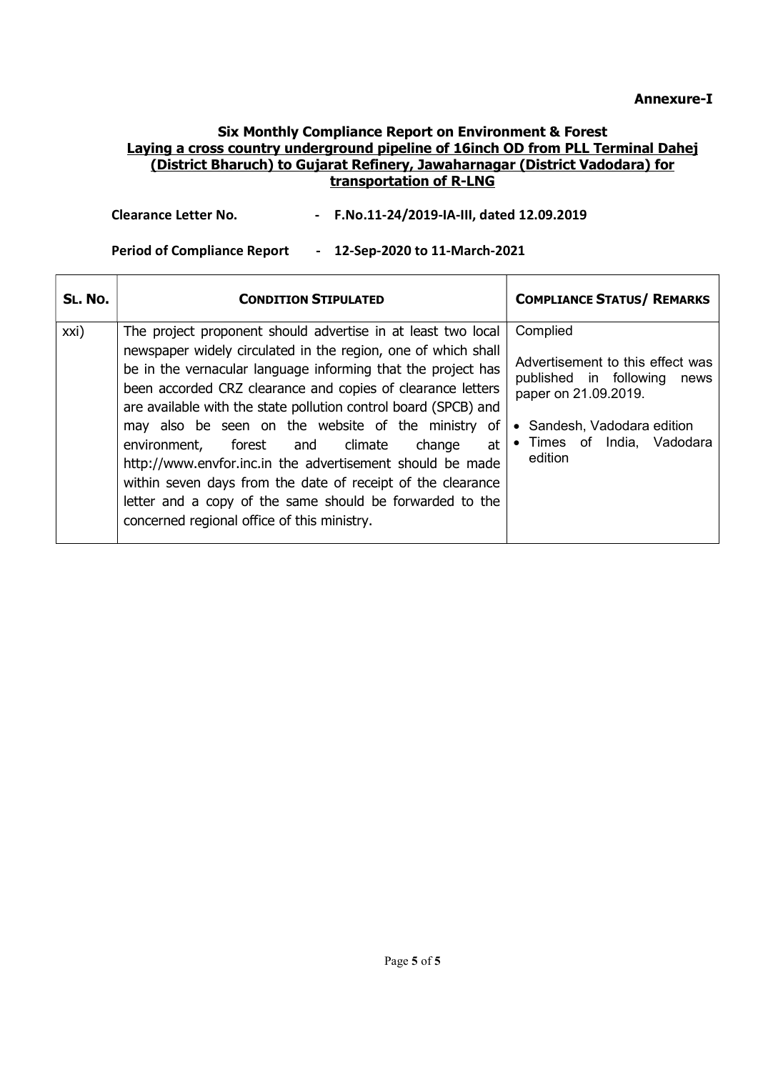**Annexure-I**

**Six Monthly Compliance Report on Environment & Forest**
**Laying a cross country underground pipeline of 16inch OD from PLL Terminal Dahej (District Bharuch) to Gujarat Refinery, Jawaharnagar (District Vadodara) for transportation of R-LNG**

**Clearance Letter No.** - **F.No.11-24/2019-IA-III, dated 12.09.2019**

**Period of Compliance Report** - **12-Sep-2020 to 11-March-2021**

| SL. No. | CONDITION STIPULATED | COMPLIANCE STATUS/ REMARKS |
|---|---|---|
| xxi) | The project proponent should advertise in at least two local newspaper widely circulated in the region, one of which shall be in the vernacular language informing that the project has been accorded CRZ clearance and copies of clearance letters are available with the state pollution control board (SPCB) and may also be seen on the website of the ministry of environment, forest and climate change at http://www.envfor.inc.in the advertisement should be made within seven days from the date of receipt of the clearance letter and a copy of the same should be forwarded to the concerned regional office of this ministry. | Complied<br><br>Advertisement to this effect was published in following news paper on 21.09.2019.<br><br>• Sandesh, Vadodara edition<br>• Times of India, Vadodara edition |